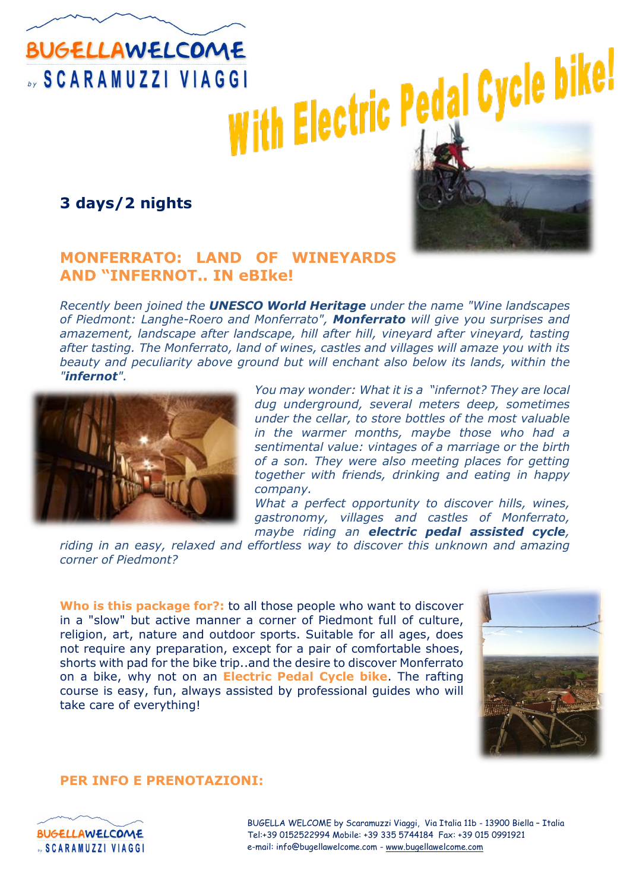BUGELLAWELCOME by SCARAMUZZI VIAGGI

# With Electric Pedal Cycle bike!

**3 days/2 nights**

## MONFERRATO: LAND OF WINEYARDS AND "INFERNOT.. IN eBIke!

*Recently been joined the **UNESCO World Heritage** under the name "Wine landscapes of Piedmont: Langhe-Roero and Monferrato", **Monferrato** will give you surprises and amazement, landscape after landscape, hill after hill, vineyard after vineyard, tasting after tasting. The Monferrato, land of wines, castles and villages will amaze you with its beauty and peculiarity above ground but will enchant also below its lands, within the "**infernot**".*

*You may wonder: What it is a "infernot? They are local dug underground, several meters deep, sometimes under the cellar, to store bottles of the most valuable in the warmer months, maybe those who had a sentimental value: vintages of a marriage or the birth of a son. They were also meeting places for getting together with friends, drinking and eating in happy company.*

*What a perfect opportunity to discover hills, wines, gastronomy, villages and castles of Monferrato, maybe riding an **electric pedal assisted cycle**, riding in an easy, relaxed and effortless way to discover this unknown and amazing corner of Piedmont?*

**Who is this package for?:** to all those people who want to discover in a "slow" but active manner a corner of Piedmont full of culture, religion, art, nature and outdoor sports. Suitable for all ages, does not require any preparation, except for a pair of comfortable shoes, shorts with pad for the bike trip..and the desire to discover Monferrato on a bike, why not on an **Electric Pedal Cycle bike**. The rafting course is easy, fun, always assisted by professional guides who will take care of everything!

**PER INFO E PRENOTAZIONI:**

BUGELLAWELCOME by SCARAMUZZI VIAGGI

BUGELLA WELCOME by Scaramuzzi Viaggi, Via Italia 11b - 13900 Biella – Italia
Tel:+39 0152522994 Mobile: +39 335 5744184 Fax: +39 015 0991921
e-mail: info@bugellawelcome.com - www.bugellawelcome.com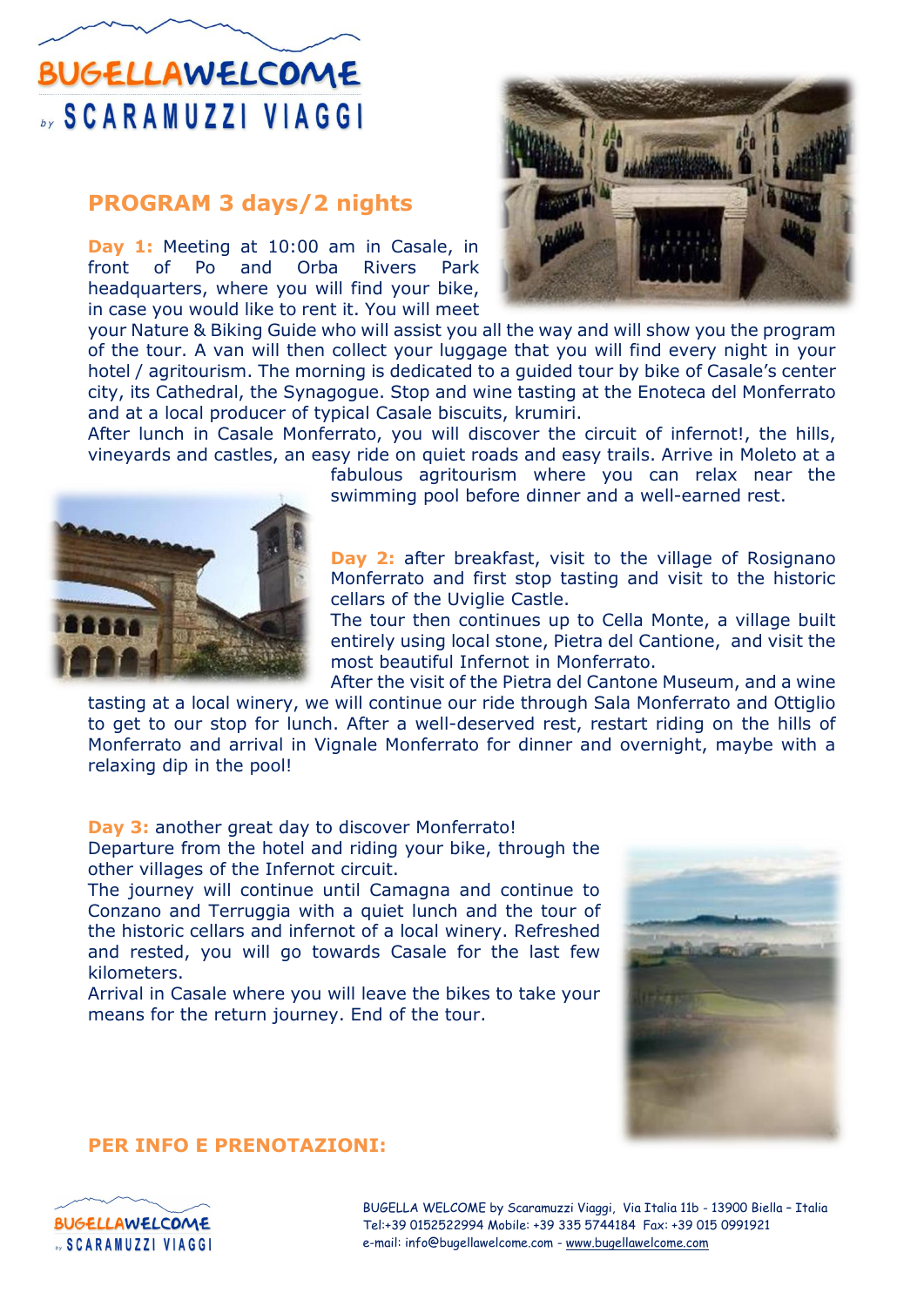BUGELLAWELCOME by SCARAMUZZI VIAGGI

## PROGRAM 3 days/2 nights

**Day 1:** Meeting at 10:00 am in Casale, in front of Po and Orba Rivers Park headquarters, where you will find your bike, in case you would like to rent it. You will meet your Nature & Biking Guide who will assist you all the way and will show you the program of the tour. A van will then collect your luggage that you will find every night in your hotel / agritourism. The morning is dedicated to a guided tour by bike of Casale's center city, its Cathedral, the Synagogue. Stop and wine tasting at the Enoteca del Monferrato and at a local producer of typical Casale biscuits, krumiri.
After lunch in Casale Monferrato, you will discover the circuit of infernot!, the hills, vineyards and castles, an easy ride on quiet roads and easy trails. Arrive in Moleto at a fabulous agritourism where you can relax near the swimming pool before dinner and a well-earned rest.

**Day 2:** after breakfast, visit to the village of Rosignano Monferrato and first stop tasting and visit to the historic cellars of the Uviglie Castle.
The tour then continues up to Cella Monte, a village built entirely using local stone, Pietra del Cantione, and visit the most beautiful Infernot in Monferrato.
After the visit of the Pietra del Cantone Museum, and a wine tasting at a local winery, we will continue our ride through Sala Monferrato and Ottiglio to get to our stop for lunch. After a well-deserved rest, restart riding on the hills of Monferrato and arrival in Vignale Monferrato for dinner and overnight, maybe with a relaxing dip in the pool!

**Day 3:** another great day to discover Monferrato!
Departure from the hotel and riding your bike, through the other villages of the Infernot circuit.
The journey will continue until Camagna and continue to Conzano and Terruggia with a quiet lunch and the tour of the historic cellars and infernot of a local winery. Refreshed and rested, you will go towards Casale for the last few kilometers.
Arrival in Casale where you will leave the bikes to take your means for the return journey. End of the tour.

**PER INFO E PRENOTAZIONI:**

BUGELLAWELCOME by SCARAMUZZI VIAGGI

BUGELLA WELCOME by Scaramuzzi Viaggi, Via Italia 11b - 13900 Biella – Italia
Tel:+39 0152522994 Mobile: +39 335 5744184 Fax: +39 015 0991921
e-mail: info@bugellawelcome.com - www.bugellawelcome.com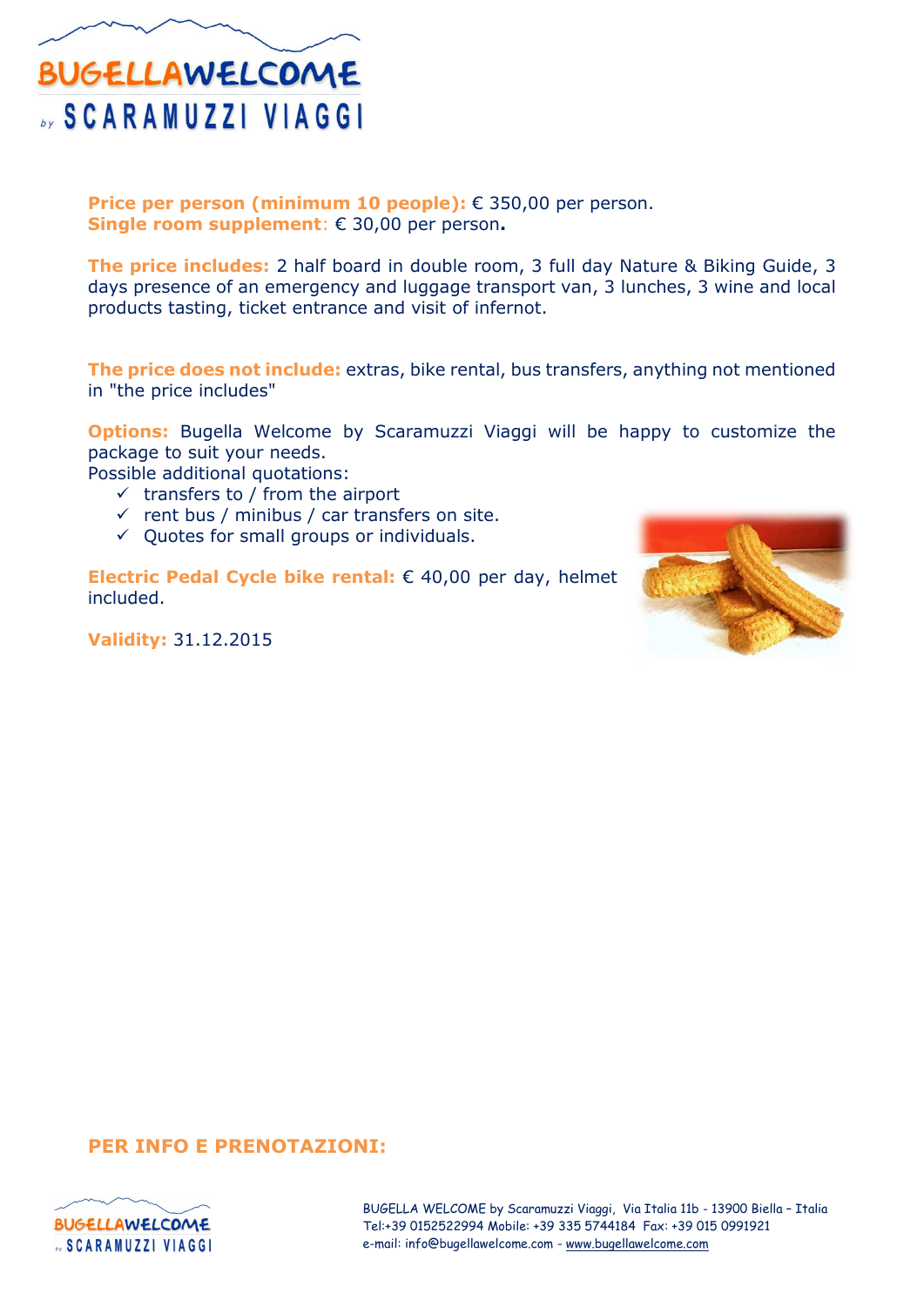**Price per person (minimum 10 people):** € 350,00 per person.
**Single room supplement**: € 30,00 per person.

**The price includes:** 2 half board in double room, 3 full day Nature & Biking Guide, 3 days presence of an emergency and luggage transport van, 3 lunches, 3 wine and local products tasting, ticket entrance and visit of infernot.

**The price does not include:** extras, bike rental, bus transfers, anything not mentioned in "the price includes"

**Options:** Bugella Welcome by Scaramuzzi Viaggi will be happy to customize the package to suit your needs.
Possible additional quotations:

- ✓ transfers to / from the airport
- ✓ rent bus / minibus / car transfers on site.
- ✓ Quotes for small groups or individuals.

**Electric Pedal Cycle bike rental:** € 40,00 per day, helmet included.

**Validity:** 31.12.2015

**PER INFO E PRENOTAZIONI:**

BUGELLA WELCOME by Scaramuzzi Viaggi, Via Italia 11b - 13900 Biella – Italia
Tel:+39 0152522994 Mobile: +39 335 5744184 Fax: +39 015 0991921
e-mail: info@bugellawelcome.com - www.bugellawelcome.com